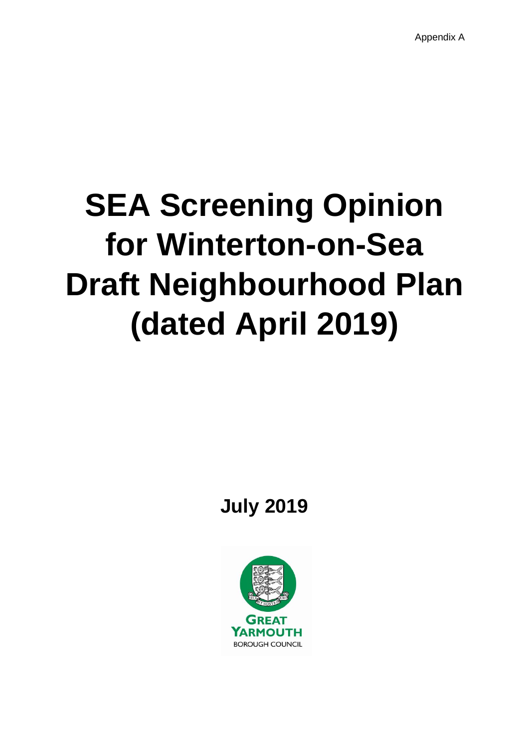Appendix A

# SEA Screening Opinion for Winterton-on-Sea Draft Neighbourhood Plan (dated April 2019)

**July 2019**

GREAT YARMOUTH BOROUGH COUNCIL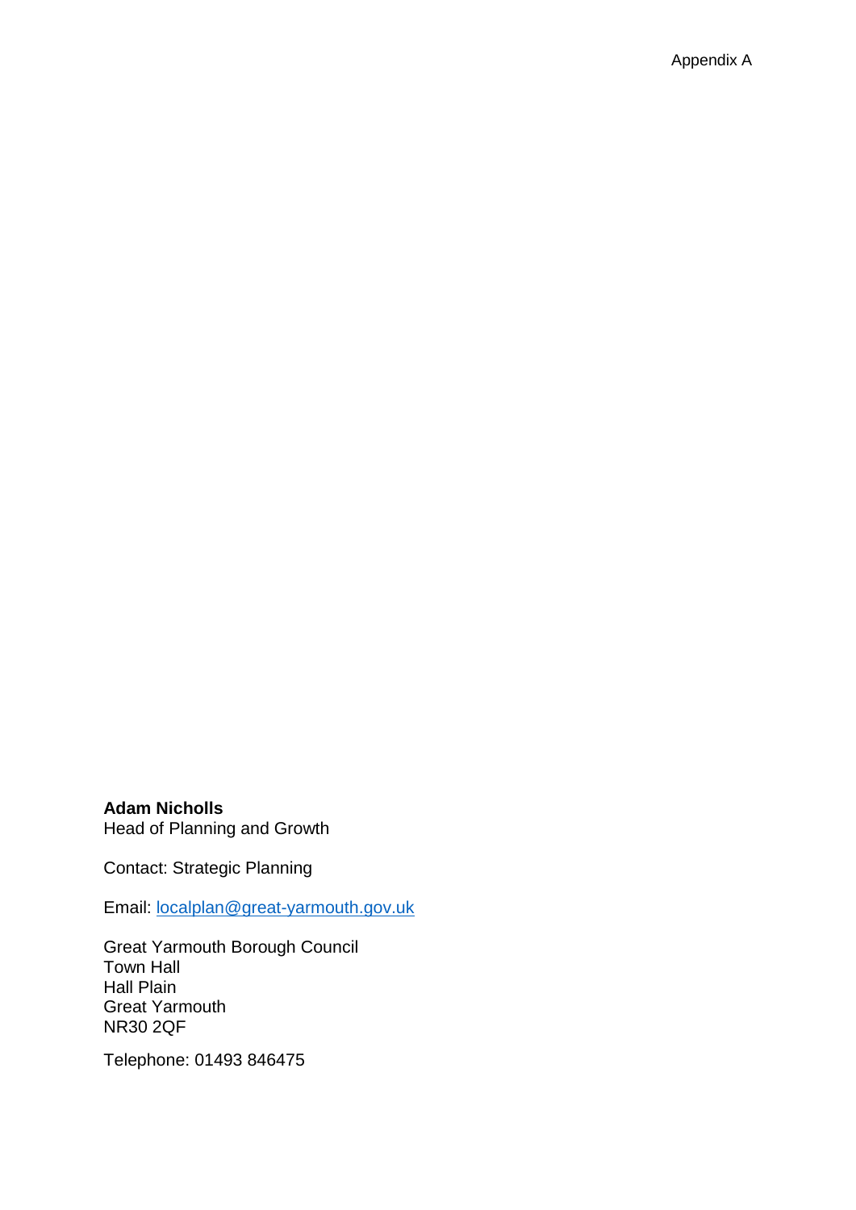Appendix A

**Adam Nicholls**
Head of Planning and Growth

Contact: Strategic Planning

Email: [localplan@great-yarmouth.gov.uk](mailto:localplan@great-yarmouth.gov.uk)

Great Yarmouth Borough Council
Town Hall
Hall Plain
Great Yarmouth
NR30 2QF

Telephone: 01493 846475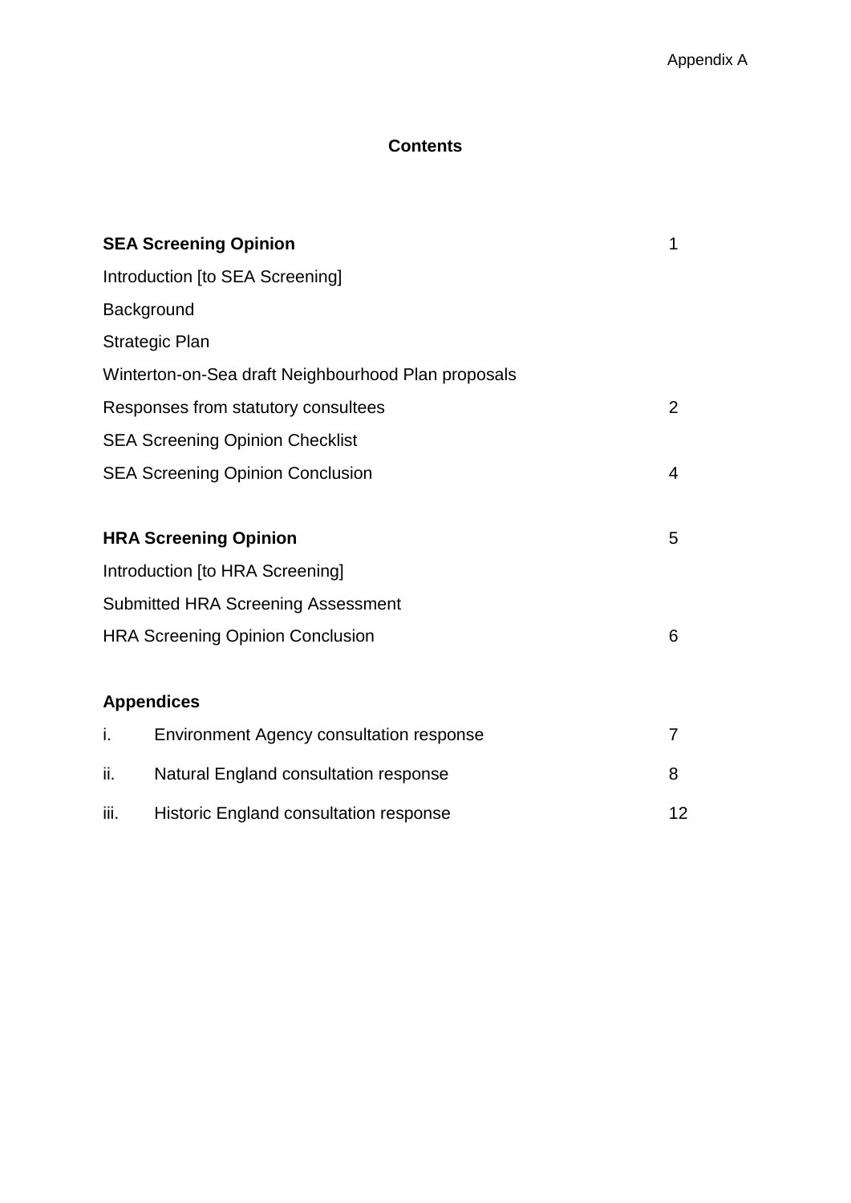Appendix A

# Contents

| | |
|---|---|
| **SEA Screening Opinion** | 1 |
| Introduction [to SEA Screening] | |
| Background | |
| Strategic Plan | |
| Winterton-on-Sea draft Neighbourhood Plan proposals | |
| Responses from statutory consultees | 2 |
| SEA Screening Opinion Checklist | |
| SEA Screening Opinion Conclusion | 4 |
| | |
| **HRA Screening Opinion** | 5 |
| Introduction [to HRA Screening] | |
| Submitted HRA Screening Assessment | |
| HRA Screening Opinion Conclusion | 6 |
| | |
| **Appendices** | |
| i. Environment Agency consultation response | 7 |
| ii. Natural England consultation response | 8 |
| iii. Historic England consultation response | 12 |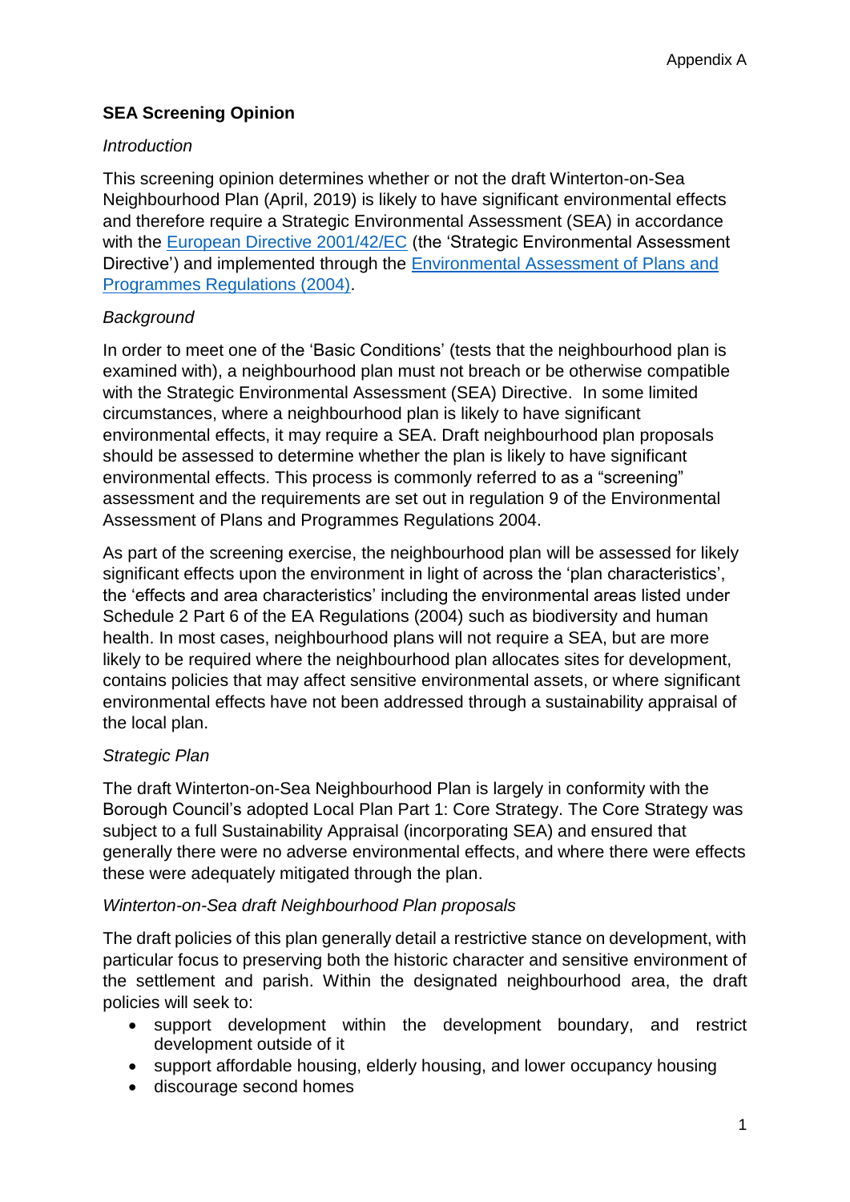## SEA Screening Opinion

*Introduction*

This screening opinion determines whether or not the draft Winterton-on-Sea Neighbourhood Plan (April, 2019) is likely to have significant environmental effects and therefore require a Strategic Environmental Assessment (SEA) in accordance with the [European Directive 2001/42/EC](#) (the 'Strategic Environmental Assessment Directive') and implemented through the [Environmental Assessment of Plans and Programmes Regulations (2004)](#).

*Background*

In order to meet one of the 'Basic Conditions' (tests that the neighbourhood plan is examined with), a neighbourhood plan must not breach or be otherwise compatible with the Strategic Environmental Assessment (SEA) Directive. In some limited circumstances, where a neighbourhood plan is likely to have significant environmental effects, it may require a SEA. Draft neighbourhood plan proposals should be assessed to determine whether the plan is likely to have significant environmental effects. This process is commonly referred to as a "screening" assessment and the requirements are set out in regulation 9 of the Environmental Assessment of Plans and Programmes Regulations 2004.

As part of the screening exercise, the neighbourhood plan will be assessed for likely significant effects upon the environment in light of across the 'plan characteristics', the 'effects and area characteristics' including the environmental areas listed under Schedule 2 Part 6 of the EA Regulations (2004) such as biodiversity and human health. In most cases, neighbourhood plans will not require a SEA, but are more likely to be required where the neighbourhood plan allocates sites for development, contains policies that may affect sensitive environmental assets, or where significant environmental effects have not been addressed through a sustainability appraisal of the local plan.

*Strategic Plan*

The draft Winterton-on-Sea Neighbourhood Plan is largely in conformity with the Borough Council's adopted Local Plan Part 1: Core Strategy. The Core Strategy was subject to a full Sustainability Appraisal (incorporating SEA) and ensured that generally there were no adverse environmental effects, and where there were effects these were adequately mitigated through the plan.

*Winterton-on-Sea draft Neighbourhood Plan proposals*

The draft policies of this plan generally detail a restrictive stance on development, with particular focus to preserving both the historic character and sensitive environment of the settlement and parish. Within the designated neighbourhood area, the draft policies will seek to:

- support development within the development boundary, and restrict development outside of it
- support affordable housing, elderly housing, and lower occupancy housing
- discourage second homes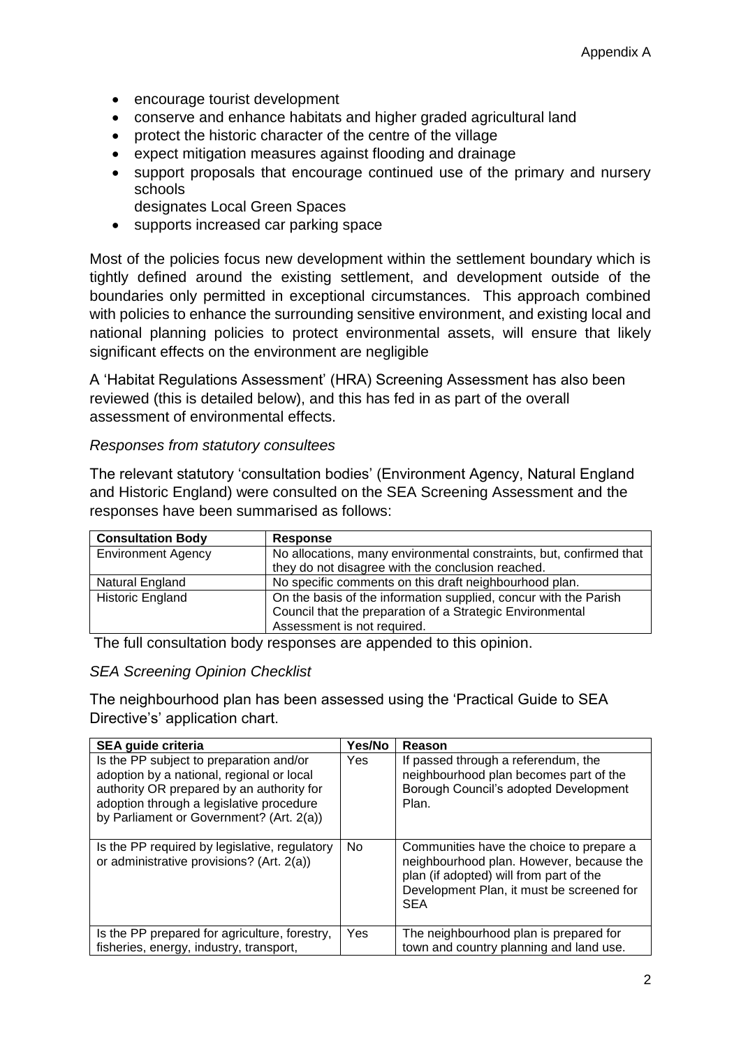- encourage tourist development
- conserve and enhance habitats and higher graded agricultural land
- protect the historic character of the centre of the village
- expect mitigation measures against flooding and drainage
- support proposals that encourage continued use of the primary and nursery schools
  designates Local Green Spaces
- supports increased car parking space

Most of the policies focus new development within the settlement boundary which is tightly defined around the existing settlement, and development outside of the boundaries only permitted in exceptional circumstances. This approach combined with policies to enhance the surrounding sensitive environment, and existing local and national planning policies to protect environmental assets, will ensure that likely significant effects on the environment are negligible

A 'Habitat Regulations Assessment' (HRA) Screening Assessment has also been reviewed (this is detailed below), and this has fed in as part of the overall assessment of environmental effects.

*Responses from statutory consultees*

The relevant statutory 'consultation bodies' (Environment Agency, Natural England and Historic England) were consulted on the SEA Screening Assessment and the responses have been summarised as follows:

| Consultation Body | Response |
|---|---|
| Environment Agency | No allocations, many environmental constraints, but, confirmed that they do not disagree with the conclusion reached. |
| Natural England | No specific comments on this draft neighbourhood plan. |
| Historic England | On the basis of the information supplied, concur with the Parish Council that the preparation of a Strategic Environmental Assessment is not required. |

The full consultation body responses are appended to this opinion.

*SEA Screening Opinion Checklist*

The neighbourhood plan has been assessed using the 'Practical Guide to SEA Directive's' application chart.

| SEA guide criteria | Yes/No | Reason |
|---|---|---|
| Is the PP subject to preparation and/or adoption by a national, regional or local authority OR prepared by an authority for adoption through a legislative procedure by Parliament or Government? (Art. 2(a)) | Yes | If passed through a referendum, the neighbourhood plan becomes part of the Borough Council's adopted Development Plan. |
| Is the PP required by legislative, regulatory or administrative provisions? (Art. 2(a)) | No | Communities have the choice to prepare a neighbourhood plan. However, because the plan (if adopted) will from part of the Development Plan, it must be screened for SEA |
| Is the PP prepared for agriculture, forestry, fisheries, energy, industry, transport, | Yes | The neighbourhood plan is prepared for town and country planning and land use. |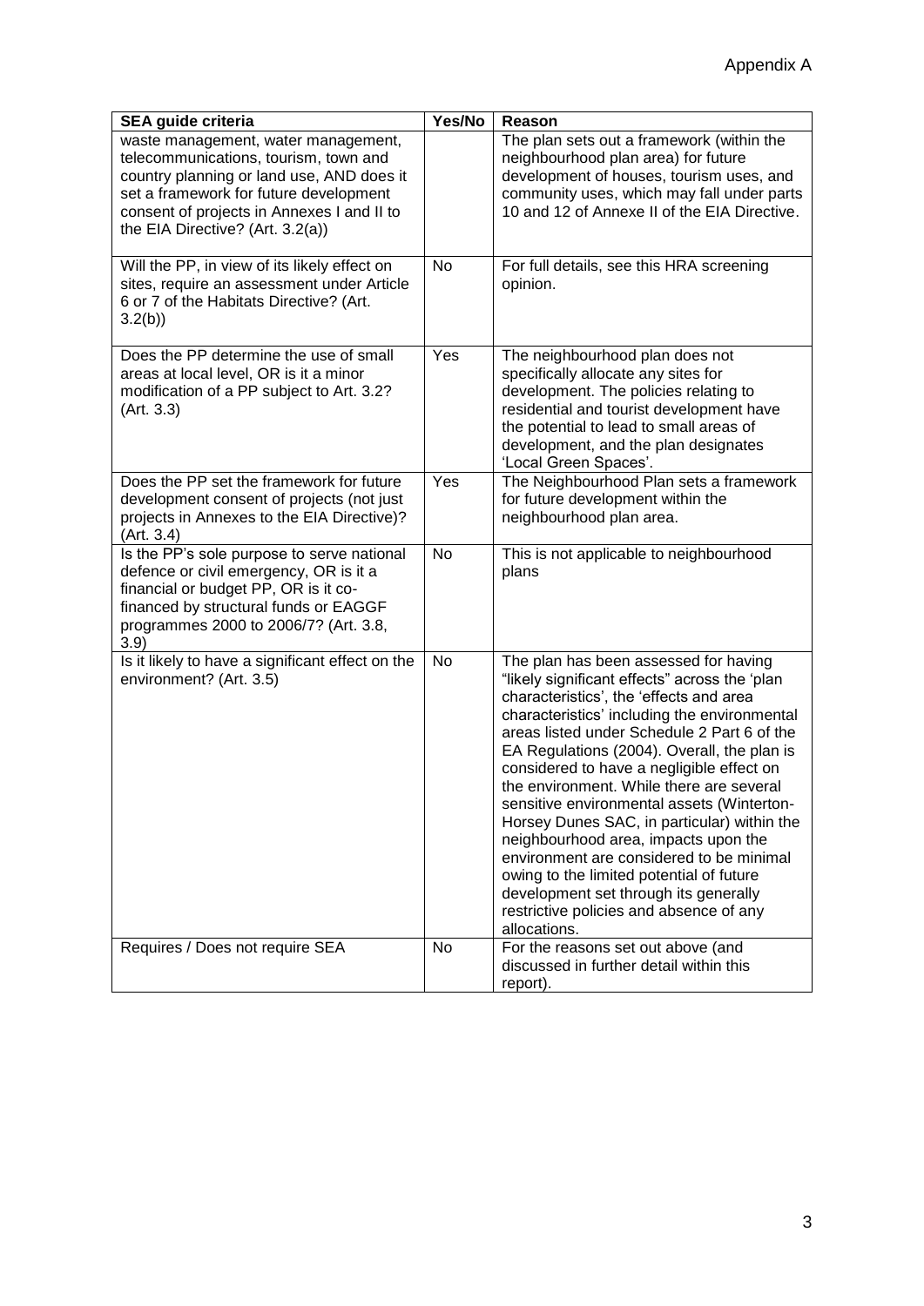| SEA guide criteria | Yes/No | Reason |
| --- | --- | --- |
| waste management, water management, telecommunications, tourism, town and country planning or land use, AND does it set a framework for future development consent of projects in Annexes I and II to the EIA Directive? (Art. 3.2(a)) | | The plan sets out a framework (within the neighbourhood plan area) for future development of houses, tourism uses, and community uses, which may fall under parts 10 and 12 of Annexe II of the EIA Directive. |
| Will the PP, in view of its likely effect on sites, require an assessment under Article 6 or 7 of the Habitats Directive? (Art. 3.2(b)) | No | For full details, see this HRA screening opinion. |
| Does the PP determine the use of small areas at local level, OR is it a minor modification of a PP subject to Art. 3.2? (Art. 3.3) | Yes | The neighbourhood plan does not specifically allocate any sites for development. The policies relating to residential and tourist development have the potential to lead to small areas of development, and the plan designates 'Local Green Spaces'. |
| Does the PP set the framework for future development consent of projects (not just projects in Annexes to the EIA Directive)? (Art. 3.4) | Yes | The Neighbourhood Plan sets a framework for future development within the neighbourhood plan area. |
| Is the PP's sole purpose to serve national defence or civil emergency, OR is it a financial or budget PP, OR is it co-financed by structural funds or EAGGF programmes 2000 to 2006/7? (Art. 3.8, 3.9) | No | This is not applicable to neighbourhood plans |
| Is it likely to have a significant effect on the environment? (Art. 3.5) | No | The plan has been assessed for having "likely significant effects" across the 'plan characteristics', the 'effects and area characteristics' including the environmental areas listed under Schedule 2 Part 6 of the EA Regulations (2004). Overall, the plan is considered to have a negligible effect on the environment. While there are several sensitive environmental assets (Winterton-Horsey Dunes SAC, in particular) within the neighbourhood area, impacts upon the environment are considered to be minimal owing to the limited potential of future development set through its generally restrictive policies and absence of any allocations. |
| Requires / Does not require SEA | No | For the reasons set out above (and discussed in further detail within this report). |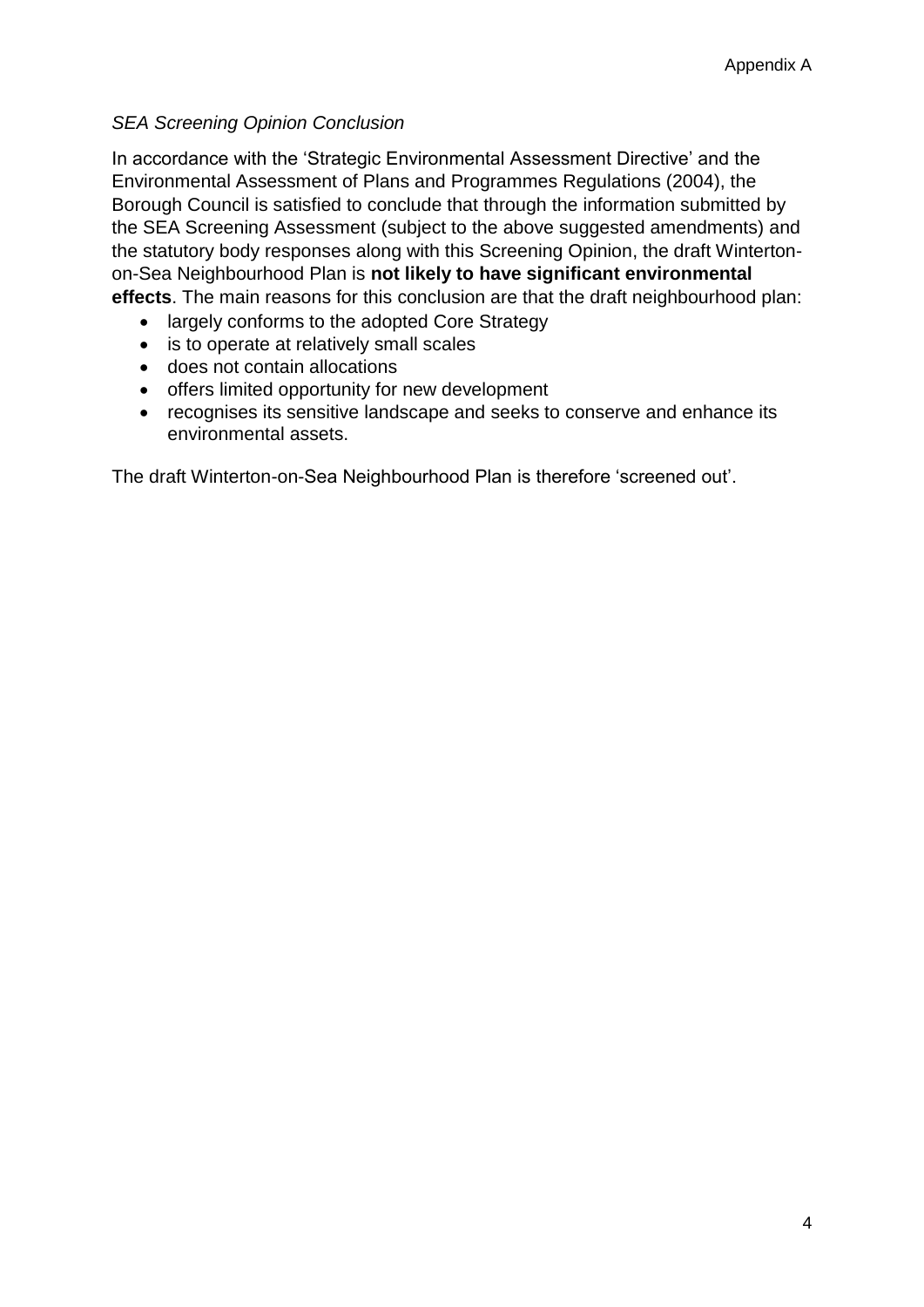*SEA Screening Opinion Conclusion*

In accordance with the 'Strategic Environmental Assessment Directive' and the Environmental Assessment of Plans and Programmes Regulations (2004), the Borough Council is satisfied to conclude that through the information submitted by the SEA Screening Assessment (subject to the above suggested amendments) and the statutory body responses along with this Screening Opinion, the draft Winterton-on-Sea Neighbourhood Plan is **not likely to have significant environmental effects**. The main reasons for this conclusion are that the draft neighbourhood plan:

- largely conforms to the adopted Core Strategy
- is to operate at relatively small scales
- does not contain allocations
- offers limited opportunity for new development
- recognises its sensitive landscape and seeks to conserve and enhance its environmental assets.

The draft Winterton-on-Sea Neighbourhood Plan is therefore 'screened out'.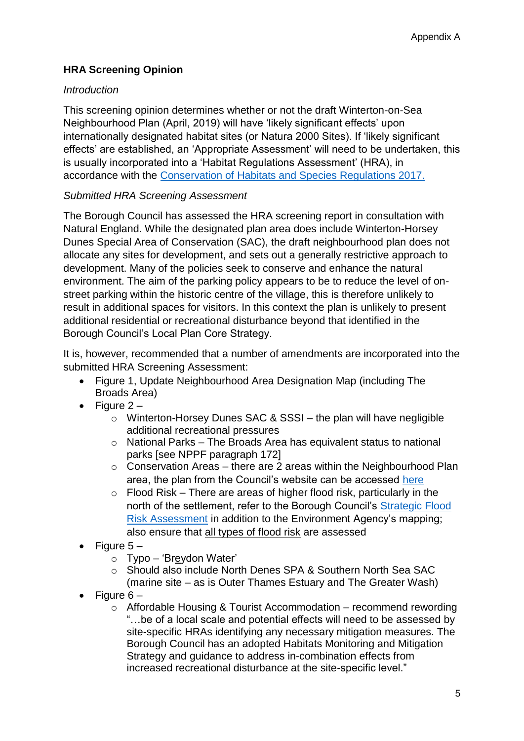## HRA Screening Opinion

*Introduction*

This screening opinion determines whether or not the draft Winterton-on-Sea Neighbourhood Plan (April, 2019) will have 'likely significant effects' upon internationally designated habitat sites (or Natura 2000 Sites). If 'likely significant effects' are established, an 'Appropriate Assessment' will need to be undertaken, this is usually incorporated into a 'Habitat Regulations Assessment' (HRA), in accordance with the Conservation of Habitats and Species Regulations 2017.

*Submitted HRA Screening Assessment*

The Borough Council has assessed the HRA screening report in consultation with Natural England. While the designated plan area does include Winterton-Horsey Dunes Special Area of Conservation (SAC), the draft neighbourhood plan does not allocate any sites for development, and sets out a generally restrictive approach to development. Many of the policies seek to conserve and enhance the natural environment. The aim of the parking policy appears to be to reduce the level of on-street parking within the historic centre of the village, this is therefore unlikely to result in additional spaces for visitors. In this context the plan is unlikely to present additional residential or recreational disturbance beyond that identified in the Borough Council's Local Plan Core Strategy.

It is, however, recommended that a number of amendments are incorporated into the submitted HRA Screening Assessment:

- Figure 1, Update Neighbourhood Area Designation Map (including The Broads Area)
- Figure 2 –
  - Winterton-Horsey Dunes SAC & SSSI – the plan will have negligible additional recreational pressures
  - National Parks – The Broads Area has equivalent status to national parks [see NPPF paragraph 172]
  - Conservation Areas – there are 2 areas within the Neighbourhood Plan area, the plan from the Council's website can be accessed here
  - Flood Risk – There are areas of higher flood risk, particularly in the north of the settlement, refer to the Borough Council's Strategic Flood Risk Assessment in addition to the Environment Agency's mapping; also ensure that all types of flood risk are assessed
- Figure 5 –
  - Typo – 'Breydon Water'
  - Should also include North Denes SPA & Southern North Sea SAC (marine site – as is Outer Thames Estuary and The Greater Wash)
- Figure 6 –
  - Affordable Housing & Tourist Accommodation – recommend rewording "…be of a local scale and potential effects will need to be assessed by site-specific HRAs identifying any necessary mitigation measures. The Borough Council has an adopted Habitats Monitoring and Mitigation Strategy and guidance to address in-combination effects from increased recreational disturbance at the site-specific level."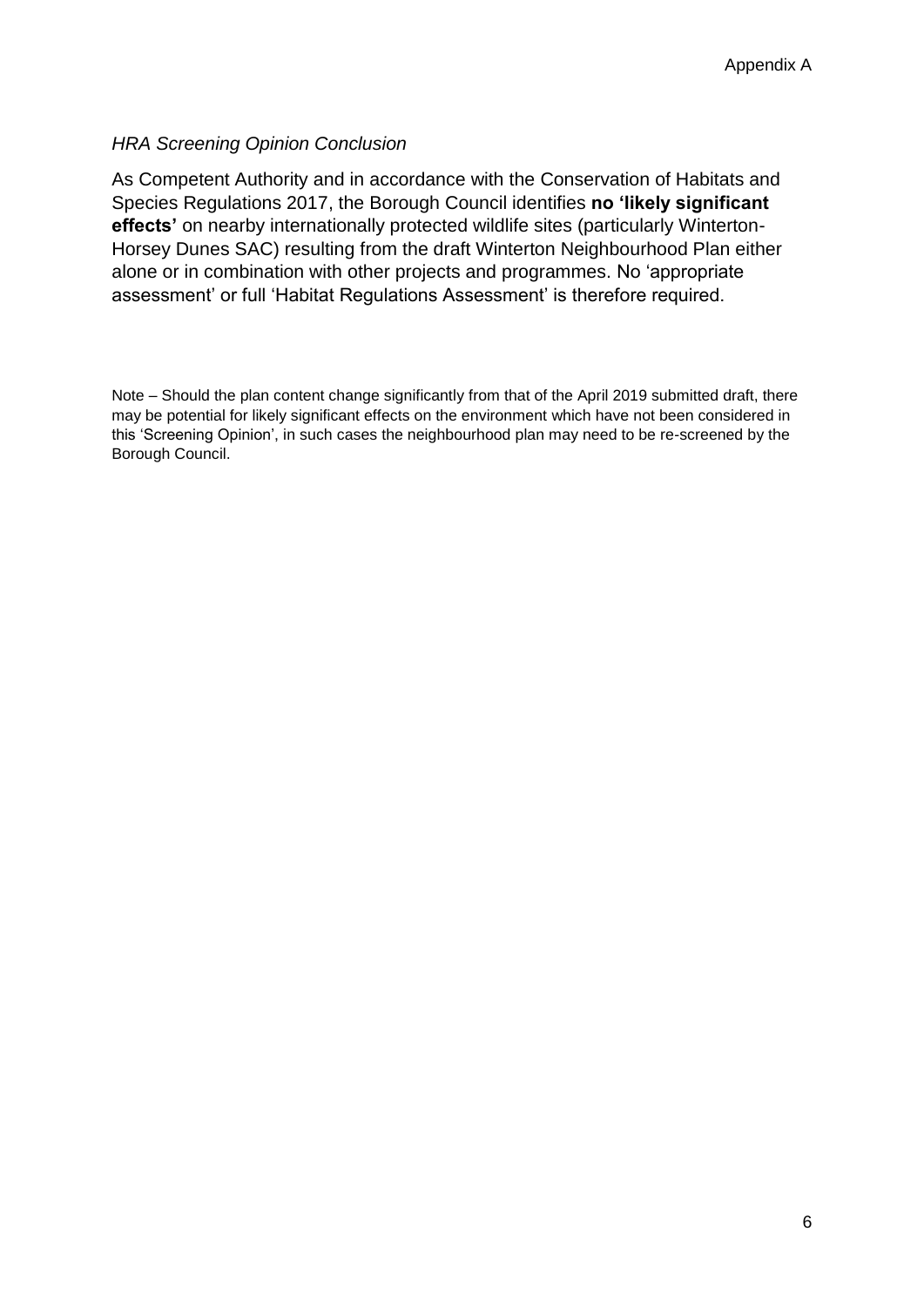*HRA Screening Opinion Conclusion*

As Competent Authority and in accordance with the Conservation of Habitats and Species Regulations 2017, the Borough Council identifies **no 'likely significant effects'** on nearby internationally protected wildlife sites (particularly Winterton-Horsey Dunes SAC) resulting from the draft Winterton Neighbourhood Plan either alone or in combination with other projects and programmes. No 'appropriate assessment' or full 'Habitat Regulations Assessment' is therefore required.

Note – Should the plan content change significantly from that of the April 2019 submitted draft, there may be potential for likely significant effects on the environment which have not been considered in this 'Screening Opinion', in such cases the neighbourhood plan may need to be re-screened by the Borough Council.